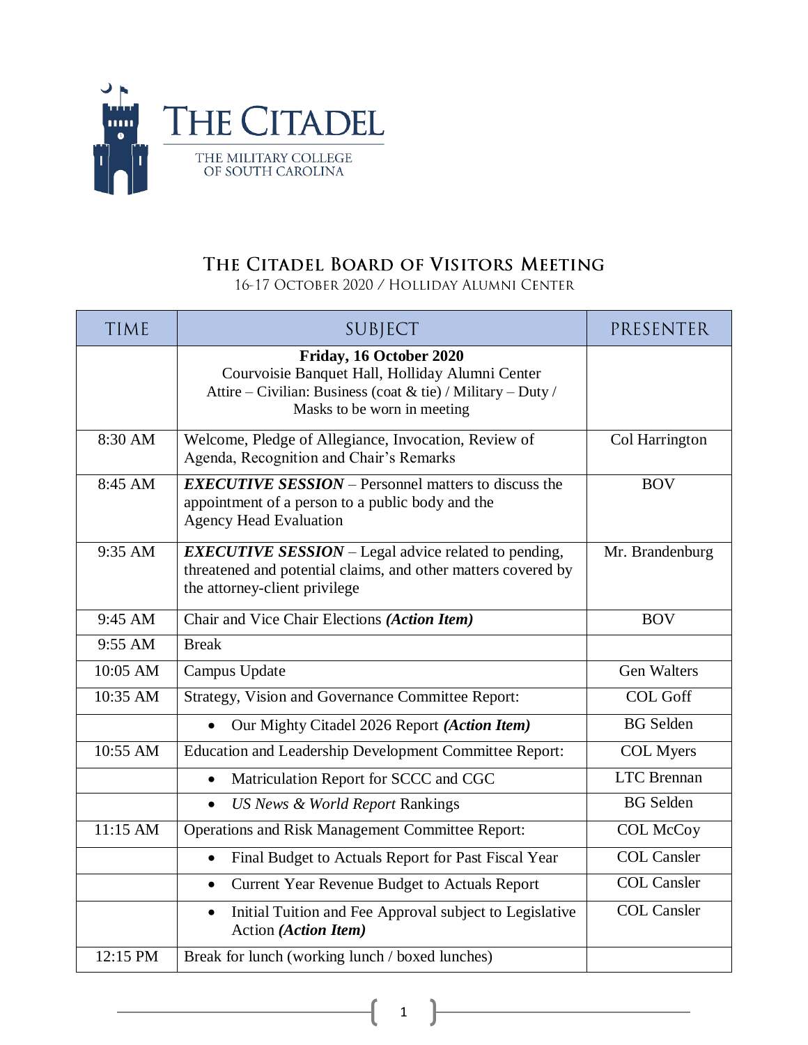# The Citadel

The Military College of South Carolina

## The Citadel Board of Visitors Meeting

16-17 October 2020 / Holliday Alumni Center

| TIME | SUBJECT | PRESENTER |
|---|---|---|
| | **Friday, 16 October 2020**<br>Courvoisie Banquet Hall, Holliday Alumni Center<br>Attire – Civilian: Business (coat & tie) / Military – Duty / Masks to be worn in meeting | |
| 8:30 AM | Welcome, Pledge of Allegiance, Invocation, Review of Agenda, Recognition and Chair's Remarks | Col Harrington |
| 8:45 AM | ***EXECUTIVE SESSION*** – Personnel matters to discuss the appointment of a person to a public body and the Agency Head Evaluation | BOV |
| 9:35 AM | ***EXECUTIVE SESSION*** – Legal advice related to pending, threatened and potential claims, and other matters covered by the attorney-client privilege | Mr. Brandenburg |
| 9:45 AM | Chair and Vice Chair Elections ***(Action Item)*** | BOV |
| 9:55 AM | Break | |
| 10:05 AM | Campus Update | Gen Walters |
| 10:35 AM | Strategy, Vision and Governance Committee Report: | COL Goff |
| | • Our Mighty Citadel 2026 Report ***(Action Item)*** | BG Selden |
| 10:55 AM | Education and Leadership Development Committee Report: | COL Myers |
| | • Matriculation Report for SCCC and CGC | LTC Brennan |
| | • *US News & World Report* Rankings | BG Selden |
| 11:15 AM | Operations and Risk Management Committee Report: | COL McCoy |
| | • Final Budget to Actuals Report for Past Fiscal Year | COL Cansler |
| | • Current Year Revenue Budget to Actuals Report | COL Cansler |
| | • Initial Tuition and Fee Approval subject to Legislative Action ***(Action Item)*** | COL Cansler |
| 12:15 PM | Break for lunch (working lunch / boxed lunches) | |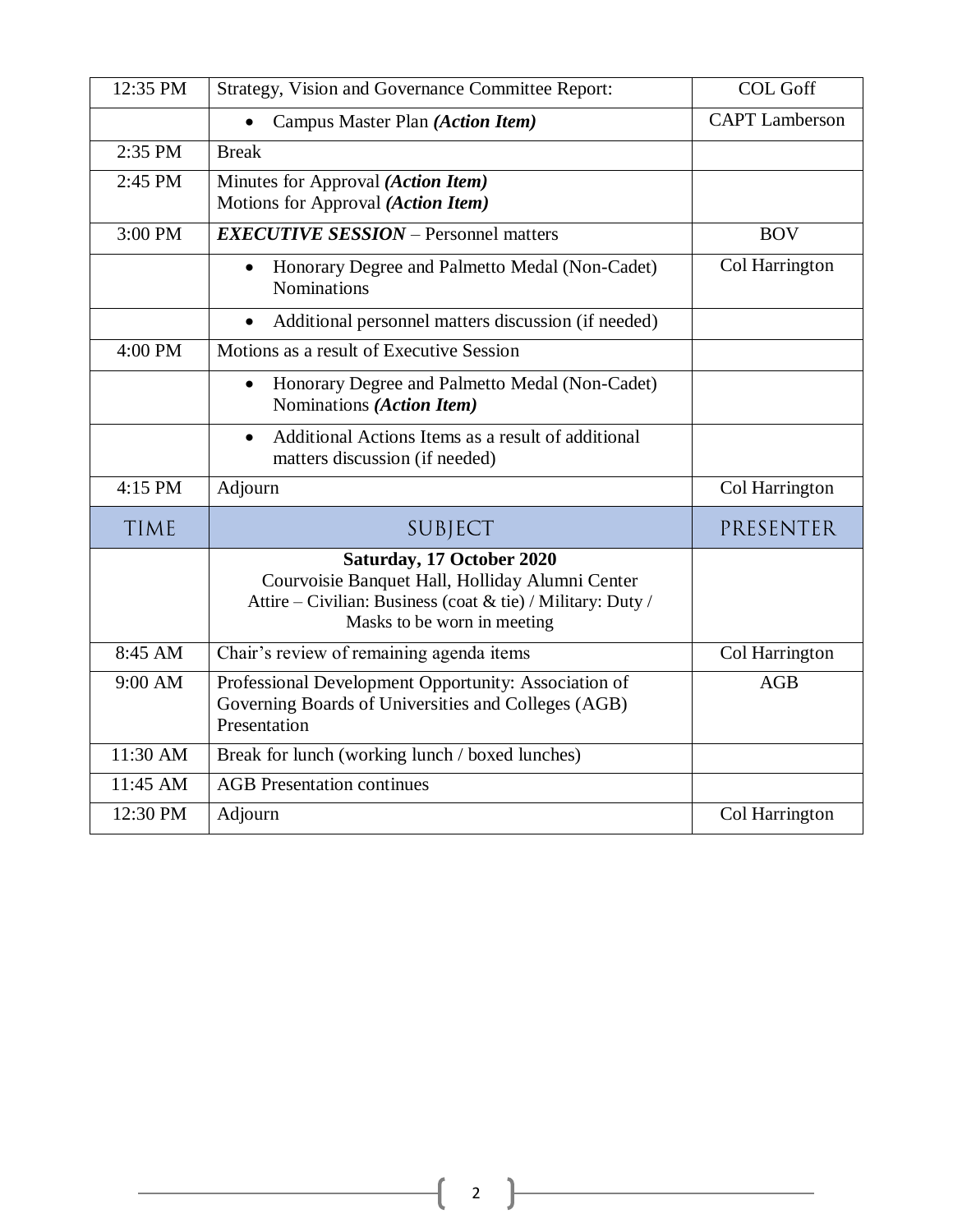| | | |
|---|---|---|
| 12:35 PM | Strategy, Vision and Governance Committee Report: | COL Goff |
| | • Campus Master Plan ***(Action Item)*** | CAPT Lamberson |
| 2:35 PM | Break | |
| 2:45 PM | Minutes for Approval ***(Action Item)***<br>Motions for Approval ***(Action Item)*** | |
| 3:00 PM | ***EXECUTIVE SESSION*** – Personnel matters | BOV |
| | • Honorary Degree and Palmetto Medal (Non-Cadet) Nominations | Col Harrington |
| | • Additional personnel matters discussion (if needed) | |
| 4:00 PM | Motions as a result of Executive Session | |
| | • Honorary Degree and Palmetto Medal (Non-Cadet) Nominations ***(Action Item)*** | |
| | • Additional Actions Items as a result of additional matters discussion (if needed) | |
| 4:15 PM | Adjourn | Col Harrington |
| TIME | SUBJECT | PRESENTER |
| | **Saturday, 17 October 2020**<br>Courvoisie Banquet Hall, Holliday Alumni Center<br>Attire – Civilian: Business (coat & tie) / Military: Duty / Masks to be worn in meeting | |
| 8:45 AM | Chair's review of remaining agenda items | Col Harrington |
| 9:00 AM | Professional Development Opportunity: Association of Governing Boards of Universities and Colleges (AGB) Presentation | AGB |
| 11:30 AM | Break for lunch (working lunch / boxed lunches) | |
| 11:45 AM | AGB Presentation continues | |
| 12:30 PM | Adjourn | Col Harrington |